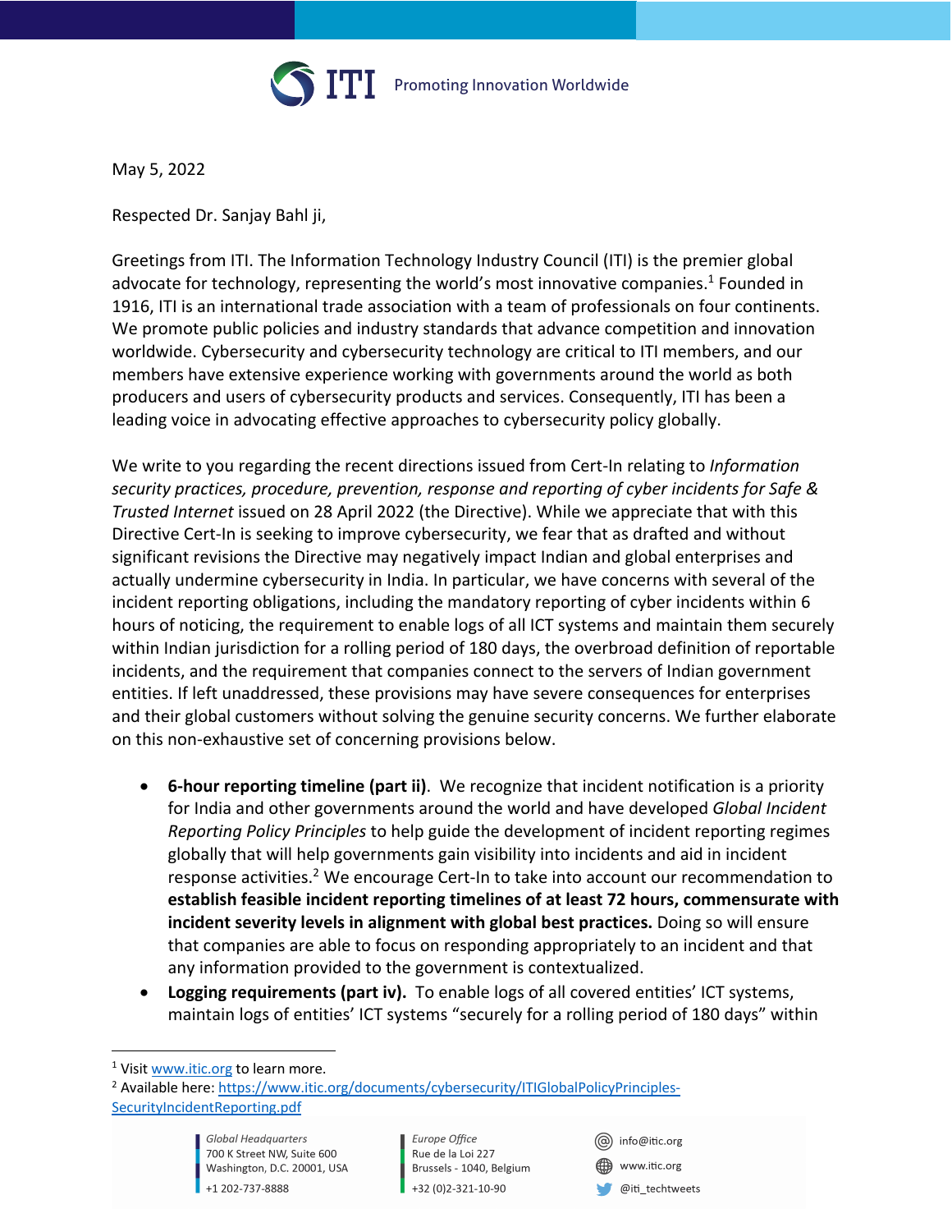May 5, 2022

Respected Dr. Sanjay Bahl ji,

Greetings from ITI. The Information Technology Industry Council (ITI) is the premier global advocate for technology, representing the world's most innovative companies.[1] Founded in 1916, ITI is an international trade association with a team of professionals on four continents. We promote public policies and industry standards that advance competition and innovation worldwide. Cybersecurity and cybersecurity technology are critical to ITI members, and our members have extensive experience working with governments around the world as both producers and users of cybersecurity products and services. Consequently, ITI has been a leading voice in advocating effective approaches to cybersecurity policy globally.

We write to you regarding the recent directions issued from Cert-In relating to *Information security practices, procedure, prevention, response and reporting of cyber incidents for Safe & Trusted Internet* issued on 28 April 2022 (the Directive). While we appreciate that with this Directive Cert-In is seeking to improve cybersecurity, we fear that as drafted and without significant revisions the Directive may negatively impact Indian and global enterprises and actually undermine cybersecurity in India. In particular, we have concerns with several of the incident reporting obligations, including the mandatory reporting of cyber incidents within 6 hours of noticing, the requirement to enable logs of all ICT systems and maintain them securely within Indian jurisdiction for a rolling period of 180 days, the overbroad definition of reportable incidents, and the requirement that companies connect to the servers of Indian government entities. If left unaddressed, these provisions may have severe consequences for enterprises and their global customers without solving the genuine security concerns. We further elaborate on this non-exhaustive set of concerning provisions below.

- **6-hour reporting timeline (part ii)**. We recognize that incident notification is a priority for India and other governments around the world and have developed *Global Incident Reporting Policy Principles* to help guide the development of incident reporting regimes globally that will help governments gain visibility into incidents and aid in incident response activities.[2] We encourage Cert-In to take into account our recommendation to **establish feasible incident reporting timelines of at least 72 hours, commensurate with incident severity levels in alignment with global best practices.** Doing so will ensure that companies are able to focus on responding appropriately to an incident and that any information provided to the government is contextualized.
- **Logging requirements (part iv).** To enable logs of all covered entities' ICT systems, maintain logs of entities' ICT systems "securely for a rolling period of 180 days" within

[1] Visit www.itic.org to learn more.

[2] Available here: https://www.itic.org/documents/cybersecurity/ITIGlobalPolicyPrinciples-SecurityIncidentReporting.pdf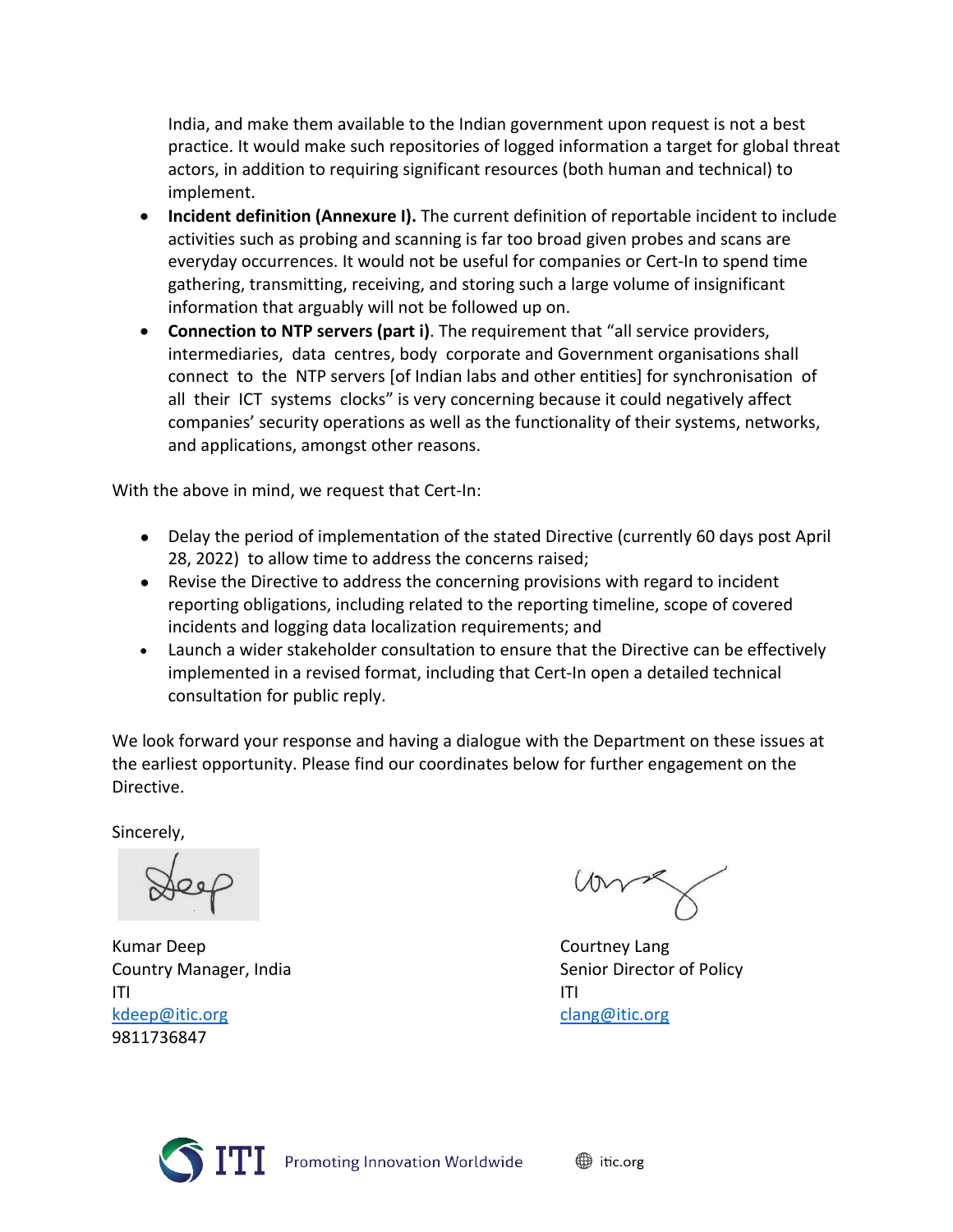India, and make them available to the Indian government upon request is not a best practice. It would make such repositories of logged information a target for global threat actors, in addition to requiring significant resources (both human and technical) to implement.

- **Incident definition (Annexure I).** The current definition of reportable incident to include activities such as probing and scanning is far too broad given probes and scans are everyday occurrences. It would not be useful for companies or Cert-In to spend time gathering, transmitting, receiving, and storing such a large volume of insignificant information that arguably will not be followed up on.
- **Connection to NTP servers (part i)**. The requirement that "all service providers, intermediaries, data centres, body corporate and Government organisations shall connect to the NTP servers [of Indian labs and other entities] for synchronisation of all their ICT systems clocks" is very concerning because it could negatively affect companies' security operations as well as the functionality of their systems, networks, and applications, amongst other reasons.

With the above in mind, we request that Cert-In:

- Delay the period of implementation of the stated Directive (currently 60 days post April 28, 2022) to allow time to address the concerns raised;
- Revise the Directive to address the concerning provisions with regard to incident reporting obligations, including related to the reporting timeline, scope of covered incidents and logging data localization requirements; and
- Launch a wider stakeholder consultation to ensure that the Directive can be effectively implemented in a revised format, including that Cert-In open a detailed technical consultation for public reply.

We look forward your response and having a dialogue with the Department on these issues at the earliest opportunity. Please find our coordinates below for further engagement on the Directive.

Sincerely,

Kumar Deep
Country Manager, India
ITI
kdeep@itic.org
9811736847

Courtney Lang
Senior Director of Policy
ITI
clang@itic.org